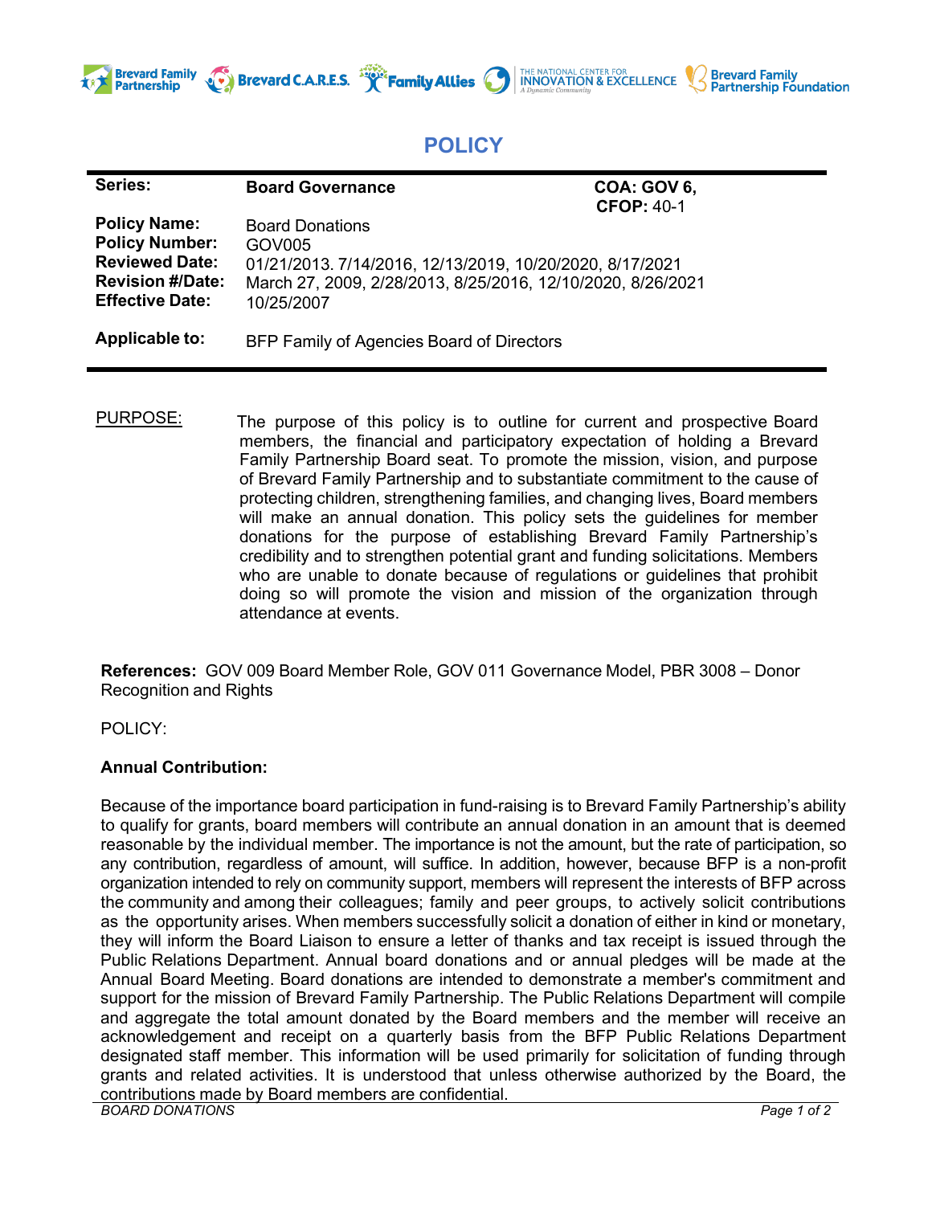# POLICY

| | | |
|---|---|---|
| **Series:** | **Board Governance** | **COA: GOV 6, CFOP:** 40-1 |
| **Policy Name:** | Board Donations | |
| **Policy Number:** | GOV005 | |
| **Reviewed Date:** | 01/21/2013. 7/14/2016, 12/13/2019, 10/20/2020, 8/17/2021 | |
| **Revision #/Date:** | March 27, 2009, 2/28/2013, 8/25/2016, 12/10/2020, 8/26/2021 | |
| **Effective Date:** | 10/25/2007 | |
| **Applicable to:** | BFP Family of Agencies Board of Directors | |

PURPOSE: The purpose of this policy is to outline for current and prospective Board members, the financial and participatory expectation of holding a Brevard Family Partnership Board seat. To promote the mission, vision, and purpose of Brevard Family Partnership and to substantiate commitment to the cause of protecting children, strengthening families, and changing lives, Board members will make an annual donation. This policy sets the guidelines for member donations for the purpose of establishing Brevard Family Partnership's credibility and to strengthen potential grant and funding solicitations. Members who are unable to donate because of regulations or guidelines that prohibit doing so will promote the vision and mission of the organization through attendance at events.

**References:** GOV 009 Board Member Role, GOV 011 Governance Model, PBR 3008 – Donor Recognition and Rights

POLICY:

**Annual Contribution:**

Because of the importance board participation in fund-raising is to Brevard Family Partnership's ability to qualify for grants, board members will contribute an annual donation in an amount that is deemed reasonable by the individual member. The importance is not the amount, but the rate of participation, so any contribution, regardless of amount, will suffice. In addition, however, because BFP is a non-profit organization intended to rely on community support, members will represent the interests of BFP across the community and among their colleagues; family and peer groups, to actively solicit contributions as the opportunity arises. When members successfully solicit a donation of either in kind or monetary, they will inform the Board Liaison to ensure a letter of thanks and tax receipt is issued through the Public Relations Department. Annual board donations and or annual pledges will be made at the Annual Board Meeting. Board donations are intended to demonstrate a member's commitment and support for the mission of Brevard Family Partnership. The Public Relations Department will compile and aggregate the total amount donated by the Board members and the member will receive an acknowledgement and receipt on a quarterly basis from the BFP Public Relations Department designated staff member. This information will be used primarily for solicitation of funding through grants and related activities. It is understood that unless otherwise authorized by the Board, the contributions made by Board members are confidential.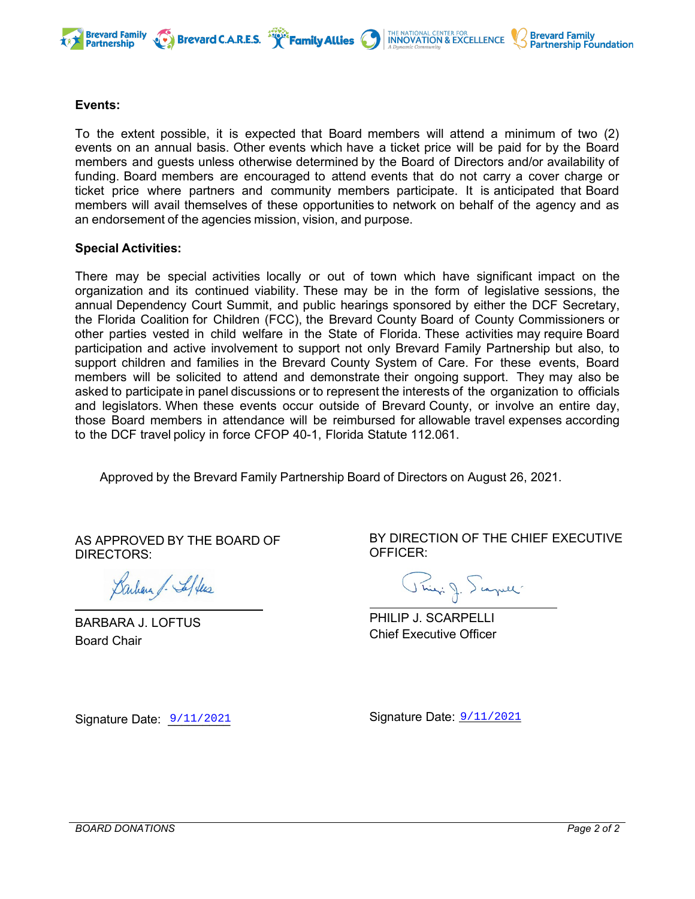**Events:**

To the extent possible, it is expected that Board members will attend a minimum of two (2) events on an annual basis. Other events which have a ticket price will be paid for by the Board members and guests unless otherwise determined by the Board of Directors and/or availability of funding. Board members are encouraged to attend events that do not carry a cover charge or ticket price where partners and community members participate. It is anticipated that Board members will avail themselves of these opportunities to network on behalf of the agency and as an endorsement of the agencies mission, vision, and purpose.

**Special Activities:**

There may be special activities locally or out of town which have significant impact on the organization and its continued viability. These may be in the form of legislative sessions, the annual Dependency Court Summit, and public hearings sponsored by either the DCF Secretary, the Florida Coalition for Children (FCC), the Brevard County Board of County Commissioners or other parties vested in child welfare in the State of Florida. These activities may require Board participation and active involvement to support not only Brevard Family Partnership but also, to support children and families in the Brevard County System of Care. For these events, Board members will be solicited to attend and demonstrate their ongoing support. They may also be asked to participate in panel discussions or to represent the interests of the organization to officials and legislators. When these events occur outside of Brevard County, or involve an entire day, those Board members in attendance will be reimbursed for allowable travel expenses according to the DCF travel policy in force CFOP 40-1, Florida Statute 112.061.

Approved by the Brevard Family Partnership Board of Directors on August 26, 2021.

AS APPROVED BY THE BOARD OF DIRECTORS:

BARBARA J. LOFTUS
Board Chair

Signature Date: 9/11/2021

BY DIRECTION OF THE CHIEF EXECUTIVE OFFICER:

PHILIP J. SCARPELLI
Chief Executive Officer

Signature Date: 9/11/2021